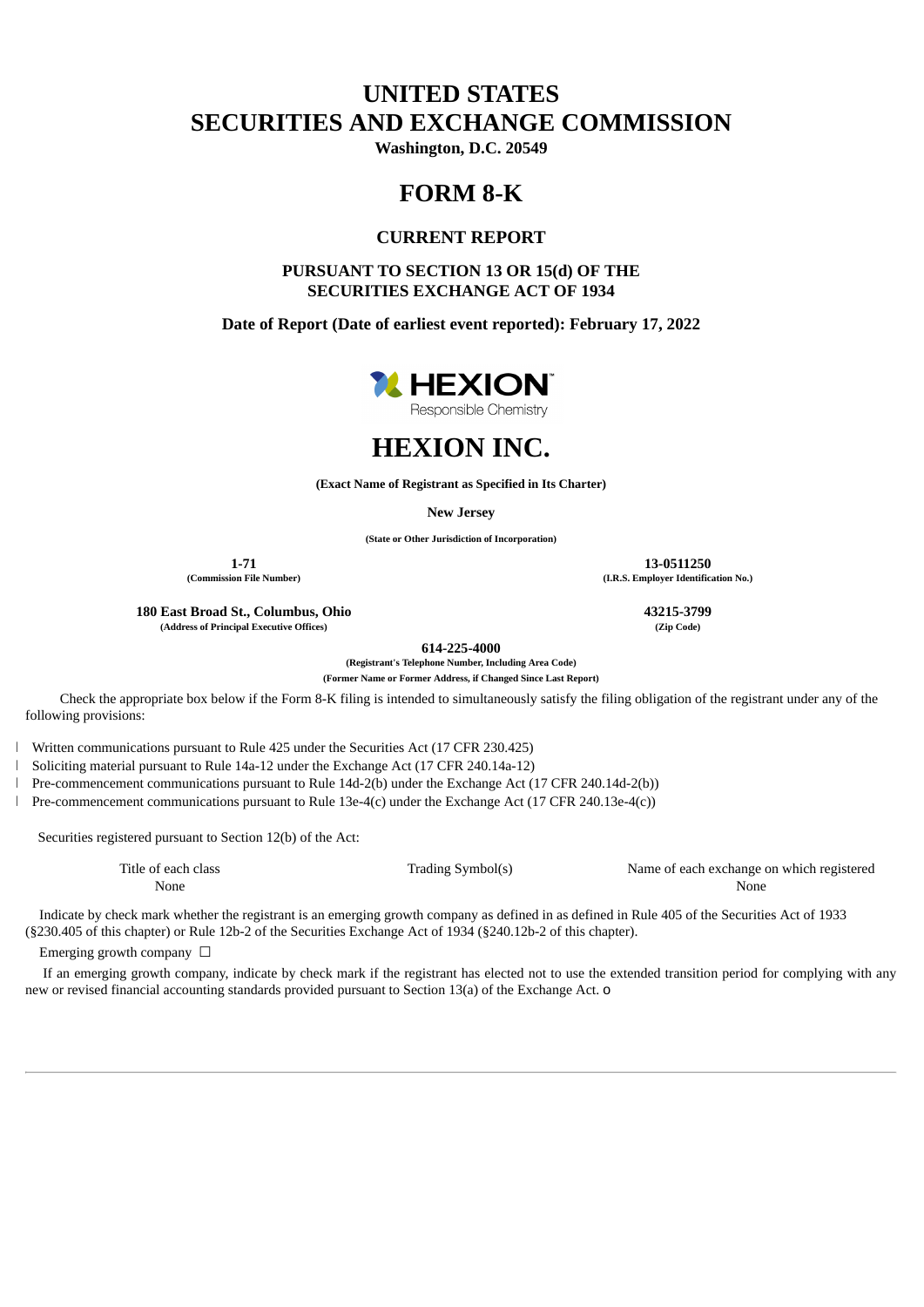# UNITED STATES SECURITIES AND EXCHANGE COMMISSION

**Washington, D.C. 20549**

# FORM 8-K

## CURRENT REPORT

### PURSUANT TO SECTION 13 OR 15(d) OF THE SECURITIES EXCHANGE ACT OF 1934

**Date of Report (Date of earliest event reported): February 17, 2022**

HEXION
Responsible Chemistry

# HEXION INC.

**(Exact Name of Registrant as Specified in Its Charter)**

**New Jersey**

**(State or Other Jurisdiction of Incorporation)**

| **1-71** | **13-0511250** |
|---|---|
| **(Commission File Number)** | **(I.R.S. Employer Identification No.)** |
| **180 East Broad St., Columbus, Ohio** | **43215-3799** |
| **(Address of Principal Executive Offices)** | **(Zip Code)** |

**614-225-4000**

**(Registrant's Telephone Number, Including Area Code)**

**(Former Name or Former Address, if Changed Since Last Report)**

Check the appropriate box below if the Form 8-K filing is intended to simultaneously satisfy the filing obligation of the registrant under any of the following provisions:

- Written communications pursuant to Rule 425 under the Securities Act (17 CFR 230.425)
- Soliciting material pursuant to Rule 14a-12 under the Exchange Act (17 CFR 240.14a-12)
- Pre-commencement communications pursuant to Rule 14d-2(b) under the Exchange Act (17 CFR 240.14d-2(b))
- Pre-commencement communications pursuant to Rule 13e-4(c) under the Exchange Act (17 CFR 240.13e-4(c))

Securities registered pursuant to Section 12(b) of the Act:

| Title of each class | Trading Symbol(s) | Name of each exchange on which registered |
|---|---|---|
| None | | None |

Indicate by check mark whether the registrant is an emerging growth company as defined in as defined in Rule 405 of the Securities Act of 1933 (§230.405 of this chapter) or Rule 12b-2 of the Securities Exchange Act of 1934 (§240.12b-2 of this chapter).

Emerging growth company ☐

If an emerging growth company, indicate by check mark if the registrant has elected not to use the extended transition period for complying with any new or revised financial accounting standards provided pursuant to Section 13(a) of the Exchange Act. o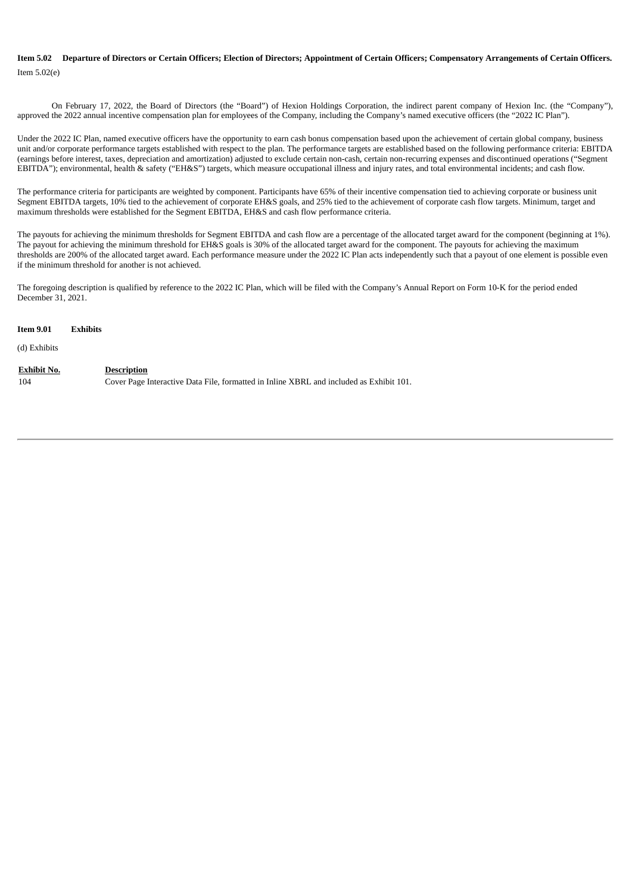**Item 5.02 Departure of Directors or Certain Officers; Election of Directors; Appointment of Certain Officers; Compensatory Arrangements of Certain Officers.**

Item 5.02(e)

On February 17, 2022, the Board of Directors (the "Board") of Hexion Holdings Corporation, the indirect parent company of Hexion Inc. (the "Company"), approved the 2022 annual incentive compensation plan for employees of the Company, including the Company's named executive officers (the "2022 IC Plan").

Under the 2022 IC Plan, named executive officers have the opportunity to earn cash bonus compensation based upon the achievement of certain global company, business unit and/or corporate performance targets established with respect to the plan. The performance targets are established based on the following performance criteria: EBITDA (earnings before interest, taxes, depreciation and amortization) adjusted to exclude certain non-cash, certain non-recurring expenses and discontinued operations ("Segment EBITDA"); environmental, health & safety ("EH&S") targets, which measure occupational illness and injury rates, and total environmental incidents; and cash flow.

The performance criteria for participants are weighted by component. Participants have 65% of their incentive compensation tied to achieving corporate or business unit Segment EBITDA targets, 10% tied to the achievement of corporate EH&S goals, and 25% tied to the achievement of corporate cash flow targets. Minimum, target and maximum thresholds were established for the Segment EBITDA, EH&S and cash flow performance criteria.

The payouts for achieving the minimum thresholds for Segment EBITDA and cash flow are a percentage of the allocated target award for the component (beginning at 1%). The payout for achieving the minimum threshold for EH&S goals is 30% of the allocated target award for the component. The payouts for achieving the maximum thresholds are 200% of the allocated target award. Each performance measure under the 2022 IC Plan acts independently such that a payout of one element is possible even if the minimum threshold for another is not achieved.

The foregoing description is qualified by reference to the 2022 IC Plan, which will be filed with the Company's Annual Report on Form 10-K for the period ended December 31, 2021.

**Item 9.01 Exhibits**

(d) Exhibits

| Exhibit No. | Description |
| --- | --- |
| 104 | Cover Page Interactive Data File, formatted in Inline XBRL and included as Exhibit 101. |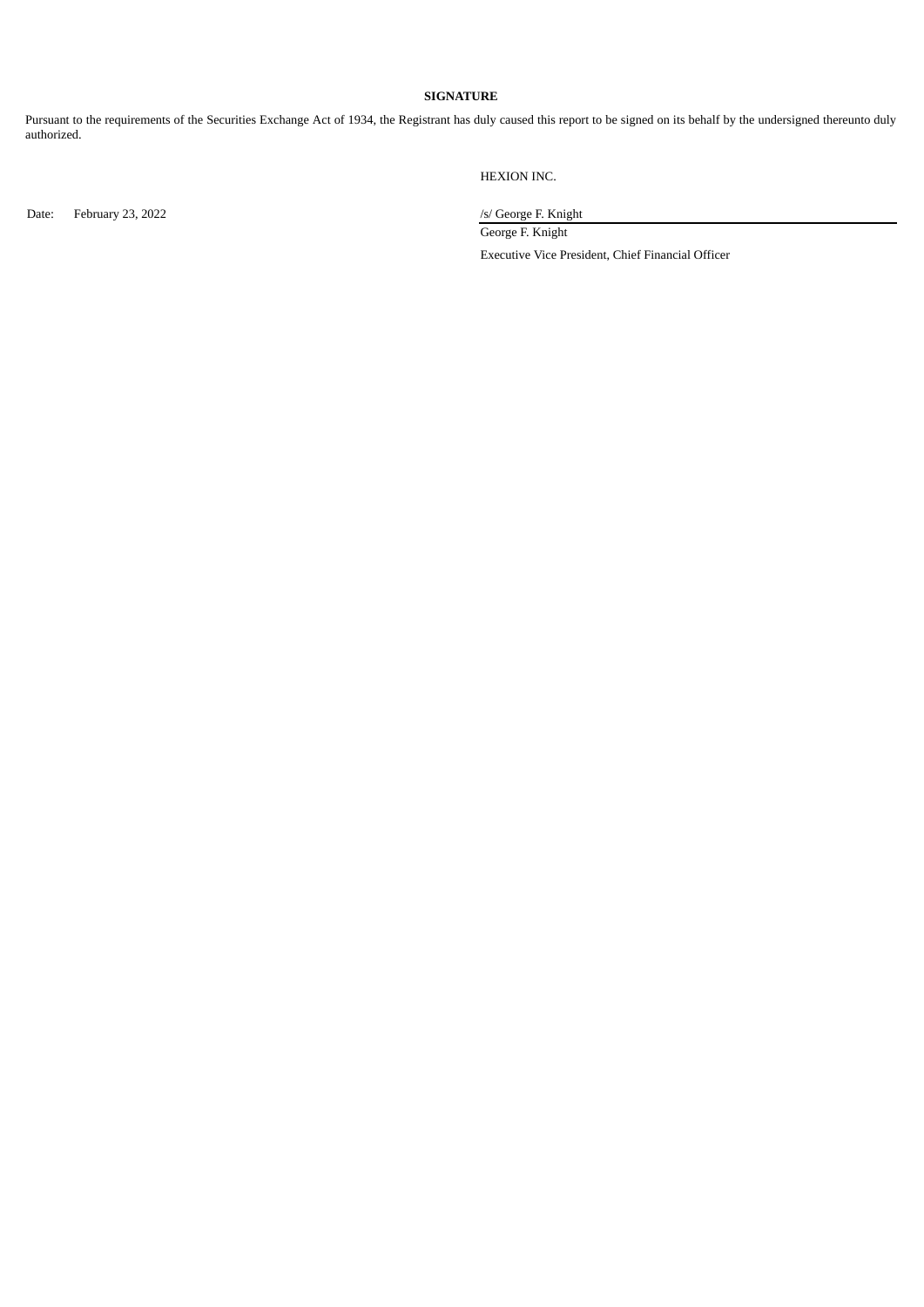**SIGNATURE**

Pursuant to the requirements of the Securities Exchange Act of 1934, the Registrant has duly caused this report to be signed on its behalf by the undersigned thereunto duly authorized.

HEXION INC.

Date: February 23, 2022

/s/ George F. Knight

George F. Knight

Executive Vice President, Chief Financial Officer